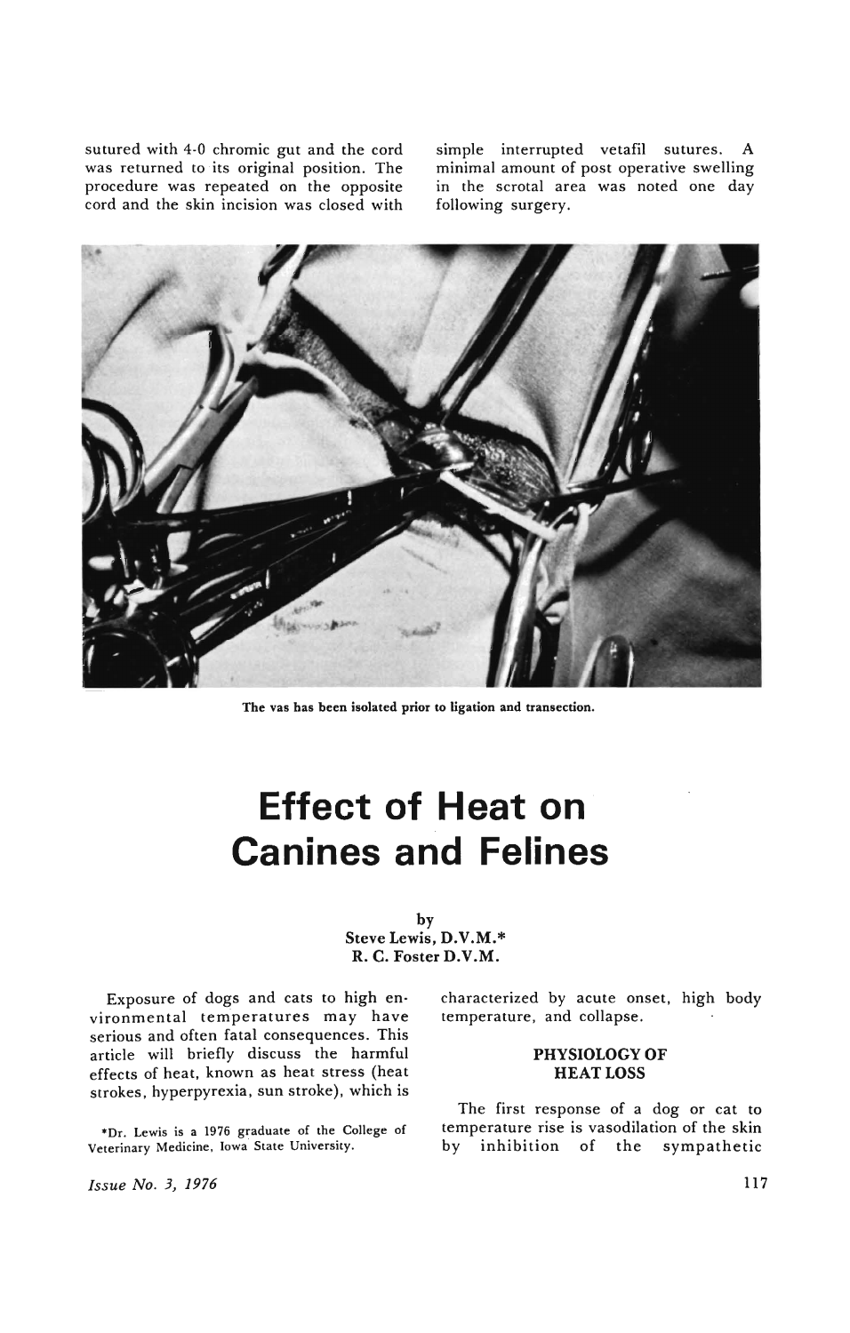sutured with 4-0 chromic gut and the cord was returned to its original position. The procedure was repeated on the opposite cord and the skin incision was closed with simple interrupted vetafil sutures. A minimal amount of post operative swelling in the scrotal area was noted one day following surgery.

The vas has been isolated prior to ligation and transection.

# Effect of Heat on Canines and Felines

by
Steve Lewis, D.V.M.*
R. C. Foster D.V.M.

Exposure of dogs and cats to high environmental temperatures may have serious and often fatal consequences. This article will briefly discuss the harmful effects of heat, known as heat stress (heat strokes, hyperpyrexia, sun stroke), which is characterized by acute onset, high body temperature, and collapse.

*Dr. Lewis is a 1976 graduate of the College of Veterinary Medicine, Iowa State University.

## PHYSIOLOGY OF HEAT LOSS

The first response of a dog or cat to temperature rise is vasodilation of the skin by inhibition of the sympathetic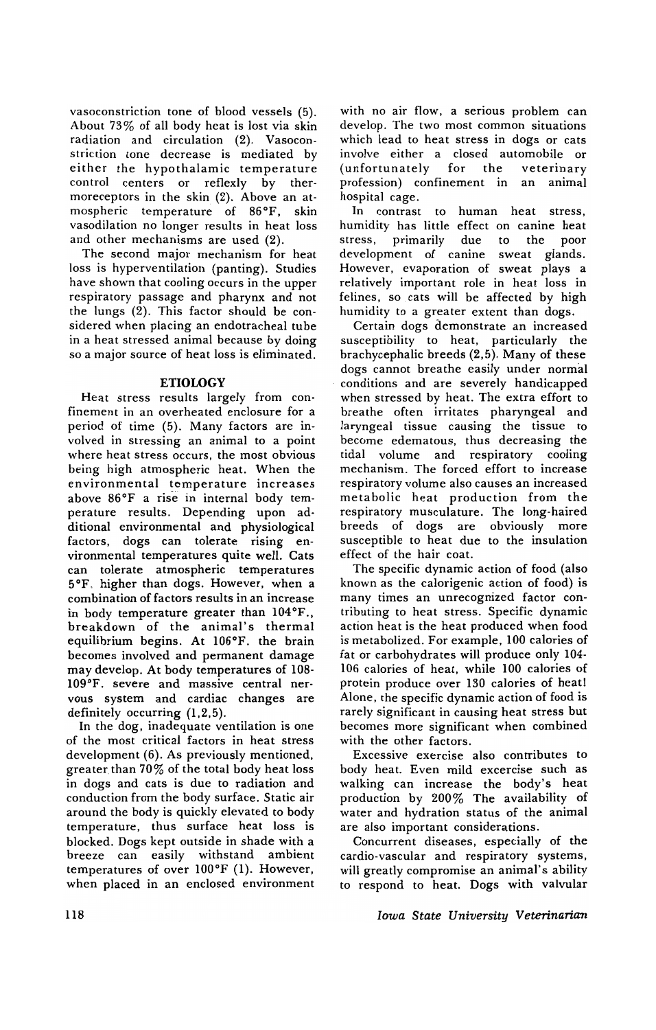vasoconstriction tone of blood vessels (5). About 73% of all body heat is lost via skin radiation and circulation (2). Vasoconstriction tone decrease is mediated by either the hypothalamic temperature control centers or reflexly by thermoreceptors in the skin (2). Above an atmospheric temperature of 86°F, skin vasodilation no longer results in heat loss and other mechanisms are used (2).

The second major mechanism for heat loss is hyperventilation (panting). Studies have shown that cooling occurs in the upper respiratory passage and pharynx and not the lungs (2). This factor should be considered when placing an endotracheal tube in a heat stressed animal because by doing so a major source of heat loss is eliminated.

## ETIOLOGY

Heat stress results largely from confinement in an overheated enclosure for a period of time (5). Many factors are involved in stressing an animal to a point where heat stress occurs, the most obvious being high atmospheric heat. When the environmental temperature increases above 86°F a rise in internal body temperature results. Depending upon additional environmental and physiological factors, dogs can tolerate rising environmental temperatures quite well. Cats can tolerate atmospheric temperatures 5°F. higher than dogs. However, when a combination of factors results in an increase in body temperature greater than 104°F., breakdown of the animal's thermal equilibrium begins. At 106°F. the brain becomes involved and permanent damage may develop. At body temperatures of 108-109°F. severe and massive central nervous system and cardiac changes are definitely occurring (1,2,5).

In the dog, inadequate ventilation is one of the most critical factors in heat stress development (6). As previously mentioned, greater than 70% of the total body heat loss in dogs and cats is due to radiation and conduction from the body surface. Static air around the body is quickly elevated to body temperature, thus surface heat loss is blocked. Dogs kept outside in shade with a breeze can easily withstand ambient temperatures of over 100°F (1). However, when placed in an enclosed environment with no air flow, a serious problem can develop. The two most common situations which lead to heat stress in dogs or cats involve either a closed automobile or (unfortunately for the veterinary profession) confinement in an animal hospital cage.

In contrast to human heat stress, humidity has little effect on canine heat stress, primarily due to the poor development of canine sweat glands. However, evaporation of sweat plays a relatively important role in heat loss in felines, so cats will be affected by high humidity to a greater extent than dogs.

Certain dogs demonstrate an increased susceptibility to heat, particularly the brachycephalic breeds (2,5). Many of these dogs cannot breathe easily under normal conditions and are severely handicapped when stressed by heat. The extra effort to breathe often irritates pharyngeal and laryngeal tissue causing the tissue to become edematous, thus decreasing the tidal volume and respiratory cooling mechanism. The forced effort to increase respiratory volume also causes an increased metabolic heat production from the respiratory musculature. The long-haired breeds of dogs are obviously more susceptible to heat due to the insulation effect of the hair coat.

The specific dynamic action of food (also known as the calorigenic action of food) is many times an unrecognized factor contributing to heat stress. Specific dynamic action heat is the heat produced when food is metabolized. For example, 100 calories of fat or carbohydrates will produce only 104-106 calories of heat, while 100 calories of protein produce over 130 calories of heat! Alone, the specific dynamic action of food is rarely significant in causing heat stress but becomes more significant when combined with the other factors.

Excessive exercise also contributes to body heat. Even mild excercise such as walking can increase the body's heat production by 200% The availability of water and hydration status of the animal are also important considerations.

Concurrent diseases, especially of the cardio-vascular and respiratory systems, will greatly compromise an animal's ability to respond to heat. Dogs with valvular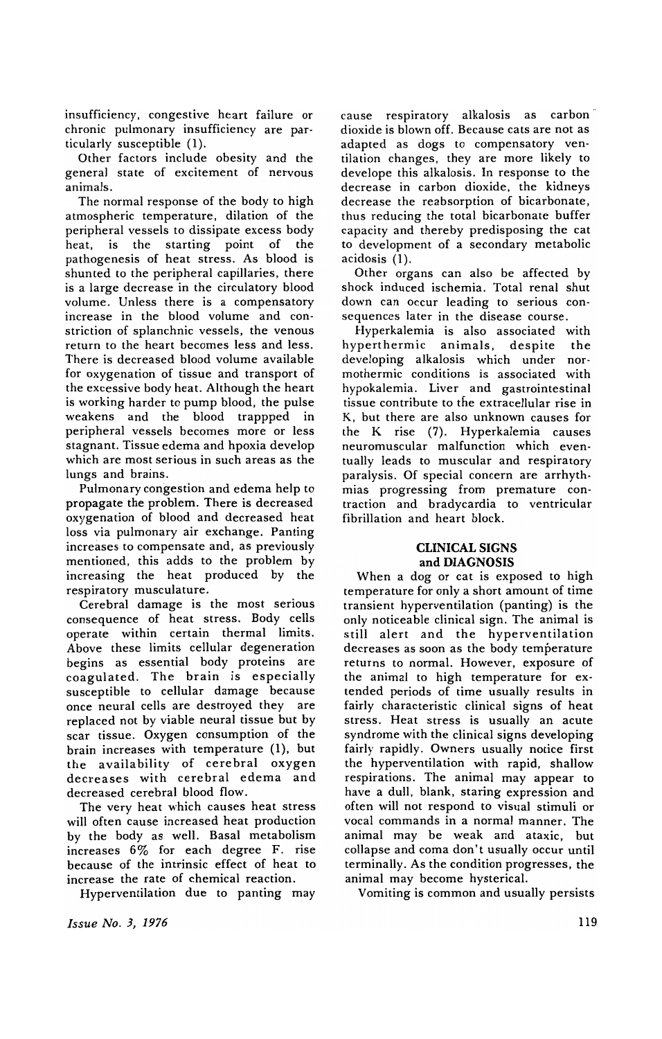insufficiency, congestive heart failure or chronic pulmonary insufficiency are particularly susceptible (1).

Other factors include obesity and the general state of excitement of nervous animals.

The normal response of the body to high atmospheric temperature, dilation of the peripheral vessels to dissipate excess body heat, is the starting point of the pathogenesis of heat stress. As blood is shunted to the peripheral capillaries, there is a large decrease in the circulatory blood volume. Unless there is a compensatory increase in the blood volume and constriction of splanchnic vessels, the venous return to the heart becomes less and less. There is decreased blood volume available for oxygenation of tissue and transport of the excessive body heat. Although the heart is working harder to pump blood, the pulse weakens and the blood trappped in peripheral vessels becomes more or less stagnant. Tissue edema and hpoxia develop which are most serious in such areas as the lungs and brains.

Pulmonary congestion and edema help to propagate the problem. There is decreased oxygenation of blood and decreased heat loss via pulmonary air exchange. Panting increases to compensate and, as previously mentioned, this adds to the problem by increasing the heat produced by the respiratory musculature.

Cerebral damage is the most serious consequence of heat stress. Body cells operate within certain thermal limits. Above these limits cellular degeneration begins as essential body proteins are coagulated. The brain is especially susceptible to cellular damage because once neural cells are destroyed they are replaced not by viable neural tissue but by scar tissue. Oxygen consumption of the brain increases with temperature (1), but the availability of cerebral oxygen decreases with cerebral edema and decreased cerebral blood flow.

The very heat which causes heat stress will often cause increased heat production by the body as well. Basal metabolism increases 6% for each degree F. rise because of the intrinsic effect of heat to increase the rate of chemical reaction.

Hyperventilation due to panting may cause respiratory alkalosis as carbon dioxide is blown off. Because cats are not as adapted as dogs to compensatory ventilation changes, they are more likely to develope this alkalosis. In response to the decrease in carbon dioxide, the kidneys decrease the reabsorption of bicarbonate, thus reducing the total bicarbonate buffer capacity and thereby predisposing the cat to development of a secondary metabolic acidosis (1).

Other organs can also be affected by shock induced ischemia. Total renal shut down can occur leading to serious consequences later in the disease course.

Hyperkalemia is also associated with hyperthermic animals, despite the developing alkalosis which under normothermic conditions is associated with hypokalemia. Liver and gastrointestinal tissue contribute to the extracellular rise in K, but there are also unknown causes for the K rise (7). Hyperkalemia causes neuromuscular malfunction which eventually leads to muscular and respiratory paralysis. Of special concern are arrhythmias progressing from premature contraction and bradycardia to ventricular fibrillation and heart block.

## CLINICAL SIGNS and DIAGNOSIS

When a dog or cat is exposed to high temperature for only a short amount of time transient hyperventilation (panting) is the only noticeable clinical sign. The animal is still alert and the hyperventilation decreases as soon as the body temperature returns to normal. However, exposure of the animal to high temperature for extended periods of time usually results in fairly characteristic clinical signs of heat stress. Heat stress is usually an acute syndrome with the clinical signs developing fairly rapidly. Owners usually notice first the hyperventilation with rapid, shallow respirations. The animal may appear to have a dull, blank, staring expression and often will not respond to visual stimuli or vocal commands in a normal manner. The animal may be weak and ataxic, but collapse and coma don't usually occur until terminally. As the condition progresses, the animal may become hysterical.

Vomiting is common and usually persists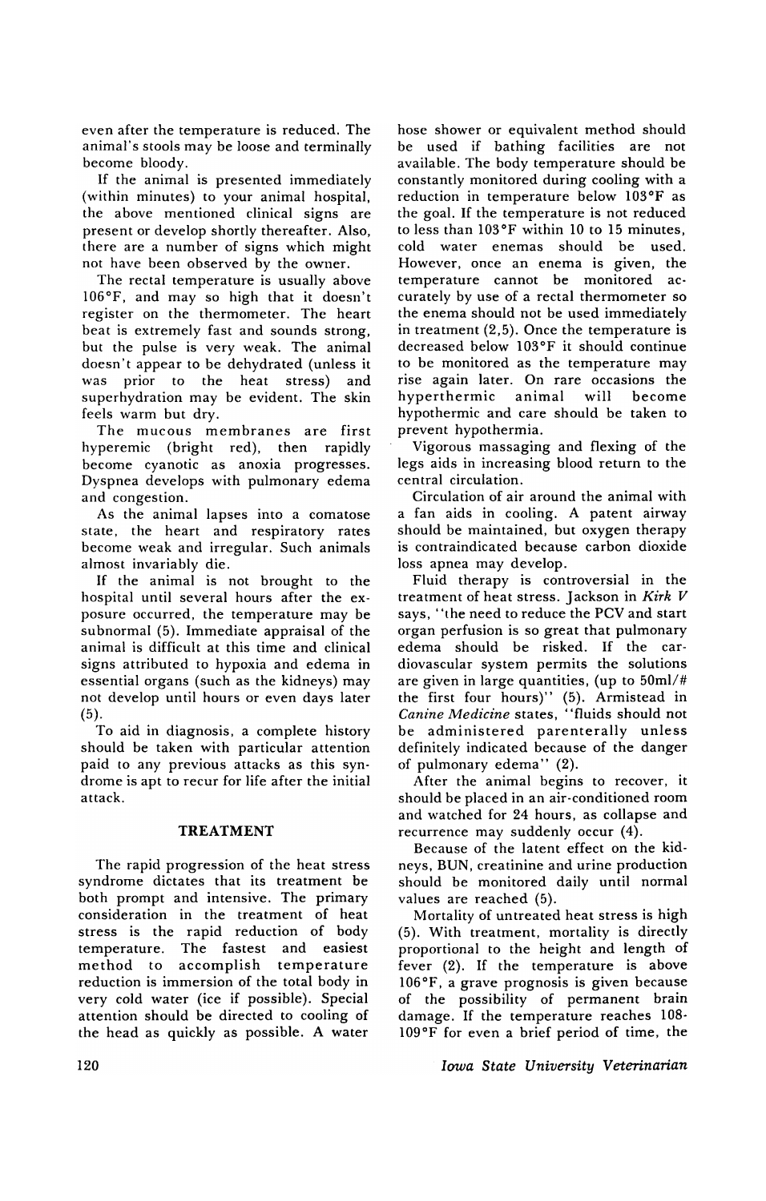even after the temperature is reduced. The animal's stools may be loose and terminally become bloody.

If the animal is presented immediately (within minutes) to your animal hospital, the above mentioned clinical signs are present or develop shortly thereafter. Also, there are a number of signs which might not have been observed by the owner.

The rectal temperature is usually above 106°F, and may so high that it doesn't register on the thermometer. The heart beat is extremely fast and sounds strong, but the pulse is very weak. The animal doesn't appear to be dehydrated (unless it was prior to the heat stress) and superhydration may be evident. The skin feels warm but dry.

The mucous membranes are first hyperemic (bright red), then rapidly become cyanotic as anoxia progresses. Dyspnea develops with pulmonary edema and congestion.

As the animal lapses into a comatose state, the heart and respiratory rates become weak and irregular. Such animals almost invariably die.

If the animal is not brought to the hospital until several hours after the exposure occurred, the temperature may be subnormal (5). Immediate appraisal of the animal is difficult at this time and clinical signs attributed to hypoxia and edema in essential organs (such as the kidneys) may not develop until hours or even days later (5).

To aid in diagnosis, a complete history should be taken with particular attention paid to any previous attacks as this syndrome is apt to recur for life after the initial attack.

## TREATMENT

The rapid progression of the heat stress syndrome dictates that its treatment be both prompt and intensive. The primary consideration in the treatment of heat stress is the rapid reduction of body temperature. The fastest and easiest method to accomplish temperature reduction is immersion of the total body in very cold water (ice if possible). Special attention should be directed to cooling of the head as quickly as possible. A water hose shower or equivalent method should be used if bathing facilities are not available. The body temperature should be constantly monitored during cooling with a reduction in temperature below 103°F as the goal. If the temperature is not reduced to less than 103°F within 10 to 15 minutes, cold water enemas should be used. However, once an enema is given, the temperature cannot be monitored accurately by use of a rectal thermometer so the enema should not be used immediately in treatment (2,5). Once the temperature is decreased below 103°F it should continue to be monitored as the temperature may rise again later. On rare occasions the hyperthermic animal will become hypothermic and care should be taken to prevent hypothermia.

Vigorous massaging and flexing of the legs aids in increasing blood return to the central circulation.

Circulation of air around the animal with a fan aids in cooling. A patent airway should be maintained, but oxygen therapy is contraindicated because carbon dioxide loss apnea may develop.

Fluid therapy is controversial in the treatment of heat stress. Jackson in *Kirk V* says, "the need to reduce the PCV and start organ perfusion is so great that pulmonary edema should be risked. If the cardiovascular system permits the solutions are given in large quantities, (up to 50ml/# the first four hours)" (5). Armistead in *Canine Medicine* states, "fluids should not be administered parenterally unless definitely indicated because of the danger of pulmonary edema" (2).

After the animal begins to recover, it should be placed in an air-conditioned room and watched for 24 hours, as collapse and recurrence may suddenly occur (4).

Because of the latent effect on the kidneys, BUN, creatinine and urine production should be monitored daily until normal values are reached (5).

Mortality of untreated heat stress is high (5). With treatment, mortality is directly proportional to the height and length of fever (2). If the temperature is above 106°F, a grave prognosis is given because of the possibility of permanent brain damage. If the temperature reaches 108-109°F for even a brief period of time, the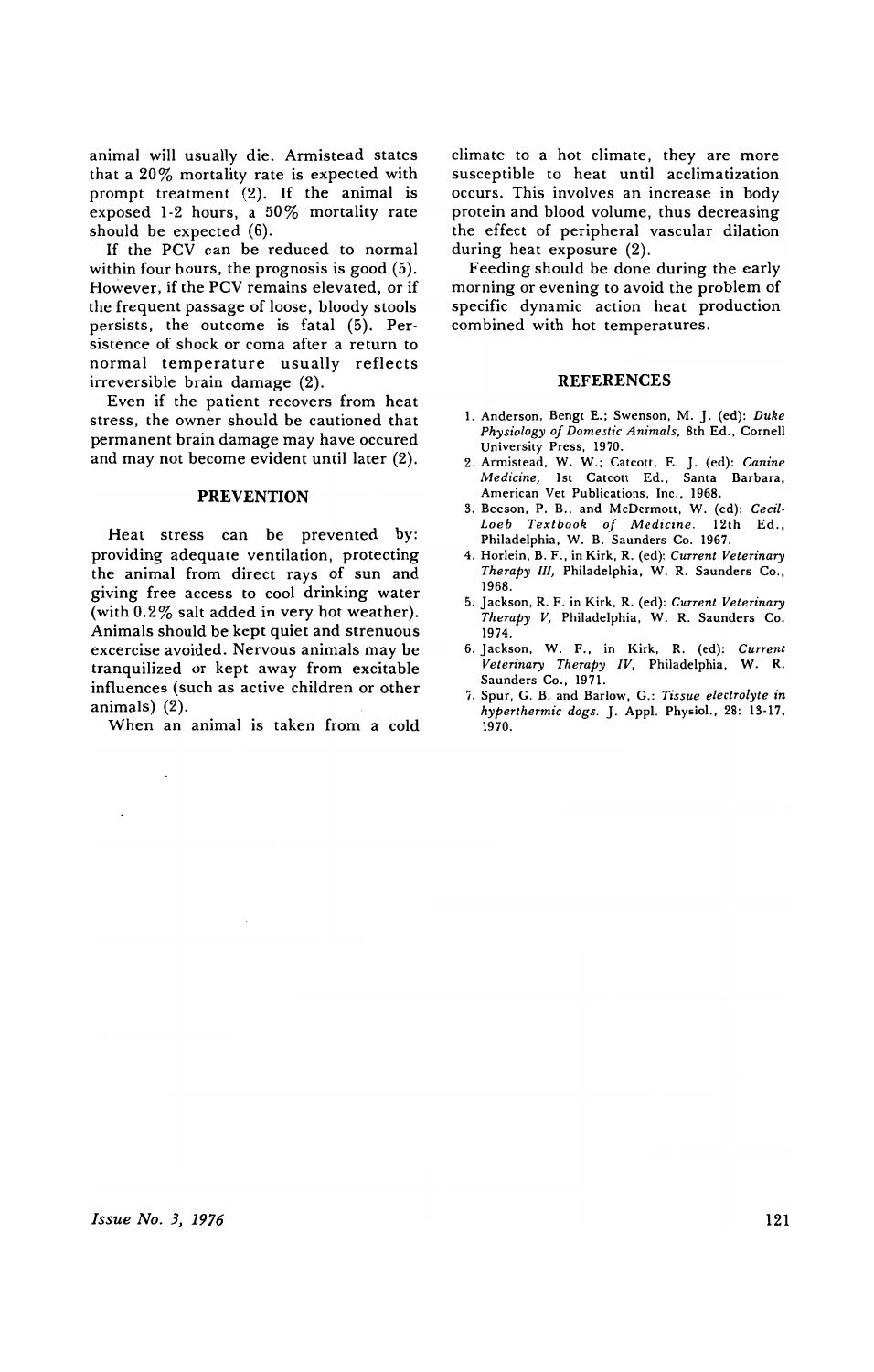animal will usually die. Armistead states that a 20% mortality rate is expected with prompt treatment (2). If the animal is exposed 1-2 hours, a 50% mortality rate should be expected (6).

If the PCV can be reduced to normal within four hours, the prognosis is good (5). However, if the PCV remains elevated, or if the frequent passage of loose, bloody stools persists, the outcome is fatal (5). Persistence of shock or coma after a return to normal temperature usually reflects irreversible brain damage (2).

Even if the patient recovers from heat stress, the owner should be cautioned that permanent brain damage may have occured and may not become evident until later (2).

## PREVENTION

Heat stress can be prevented by: providing adequate ventilation, protecting the animal from direct rays of sun and giving free access to cool drinking water (with 0.2% salt added in very hot weather). Animals should be kept quiet and strenuous excercise avoided. Nervous animals may be tranquilized or kept away from excitable influences (such as active children or other animals) (2).

When an animal is taken from a cold climate to a hot climate, they are more susceptible to heat until acclimatization occurs. This involves an increase in body protein and blood volume, thus decreasing the effect of peripheral vascular dilation during heat exposure (2).

Feeding should be done during the early morning or evening to avoid the problem of specific dynamic action heat production combined with hot temperatures.

## REFERENCES

1. Anderson, Bengt E.; Swenson, M. J. (ed): *Duke Physiology of Domestic Animals*, 8th Ed., Cornell University Press, 1970.
2. Armistead, W. W.; Catcott, E. J. (ed): *Canine Medicine*, 1st Catcott Ed., Santa Barbara, American Vet Publications, Inc., 1968.
3. Beeson, P. B., and McDermott, W. (ed): *Cecil-Loeb Textbook of Medicine*. 12th Ed., Philadelphia, W. B. Saunders Co. 1967.
4. Horlein, B. F., in Kirk, R. (ed): *Current Veterinary Therapy III*, Philadelphia, W. R. Saunders Co., 1968.
5. Jackson, R. F. in Kirk, R. (ed): *Current Veterinary Therapy V*, Philadelphia, W. R. Saunders Co. 1974.
6. Jackson, W. F., in Kirk, R. (ed): *Current Veterinary Therapy IV*, Philadelphia, W. R. Saunders Co., 1971.
7. Spur, G. B. and Barlow, G.: *Tissue electrolyte in hyperthermic dogs*. J. Appl. Physiol., 28: 13-17, 1970.